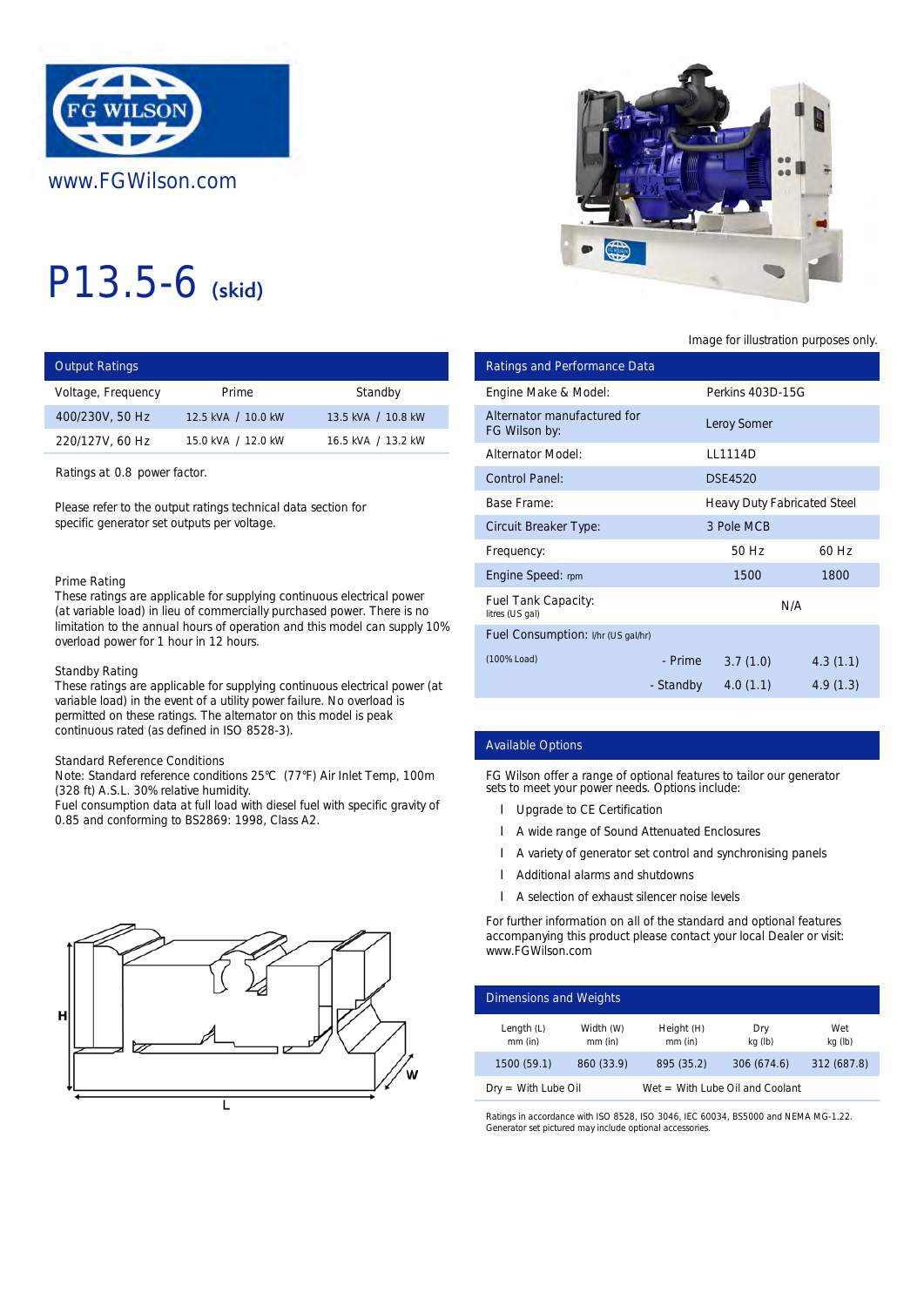FG WILSON

www.FGWilson.com

# P13.5-6 (skid)

Image for illustration purposes only.

## Output Ratings

| Voltage, Frequency | Prime | Standby |
|---|---|---|
| 400/230V, 50 Hz | 12.5 kVA / 10.0 kW | 13.5 kVA / 10.8 kW |
| 220/127V, 60 Hz | 15.0 kVA / 12.0 kW | 16.5 kVA / 13.2 kW |

Ratings at 0.8 power factor.

Please refer to the output ratings technical data section for specific generator set outputs per voltage.

Prime Rating
These ratings are applicable for supplying continuous electrical power (at variable load) in lieu of commercially purchased power. There is no limitation to the annual hours of operation and this model can supply 10% overload power for 1 hour in 12 hours.

Standby Rating
These ratings are applicable for supplying continuous electrical power (at variable load) in the event of a utility power failure. No overload is permitted on these ratings. The alternator on this model is peak continuous rated (as defined in ISO 8528-3).

Standard Reference Conditions
Note: Standard reference conditions 25°C (77°F) Air Inlet Temp, 100m (328 ft) A.S.L. 30% relative humidity.
Fuel consumption data at full load with diesel fuel with specific gravity of 0.85 and conforming to BS2869: 1998, Class A2.

## Ratings and Performance Data

| | | | |
|---|---|---|---|
| Engine Make & Model: | | Perkins 403D-15G | |
| Alternator manufactured for FG Wilson by: | | Leroy Somer | |
| Alternator Model: | | LL1114D | |
| Control Panel: | | DSE4520 | |
| Base Frame: | | Heavy Duty Fabricated Steel | |
| Circuit Breaker Type: | | 3 Pole MCB | |
| Frequency: | | 50 Hz | 60 Hz |
| Engine Speed: rpm | | 1500 | 1800 |
| Fuel Tank Capacity: litres (US gal) | | N/A | |
| Fuel Consumption: l/hr (US gal/hr) | | | |
| (100% Load) | - Prime | 3.7 (1.0) | 4.3 (1.1) |
| | - Standby | 4.0 (1.1) | 4.9 (1.3) |

## Available Options

FG Wilson offer a range of optional features to tailor our generator sets to meet your power needs. Options include:

- Upgrade to CE Certification
- A wide range of Sound Attenuated Enclosures
- A variety of generator set control and synchronising panels
- Additional alarms and shutdowns
- A selection of exhaust silencer noise levels

For further information on all of the standard and optional features accompanying this product please contact your local Dealer or visit: www.FGWilson.com

## Dimensions and Weights

| Length (L) mm (in) | Width (W) mm (in) | Height (H) mm (in) | Dry kg (lb) | Wet kg (lb) |
|---|---|---|---|---|
| 1500 (59.1) | 860 (33.9) | 895 (35.2) | 306 (674.6) | 312 (687.8) |

Dry = With Lube Oil    Wet = With Lube Oil and Coolant

Ratings in accordance with ISO 8528, ISO 3046, IEC 60034, BS5000 and NEMA MG-1.22.
Generator set pictured may include optional accessories.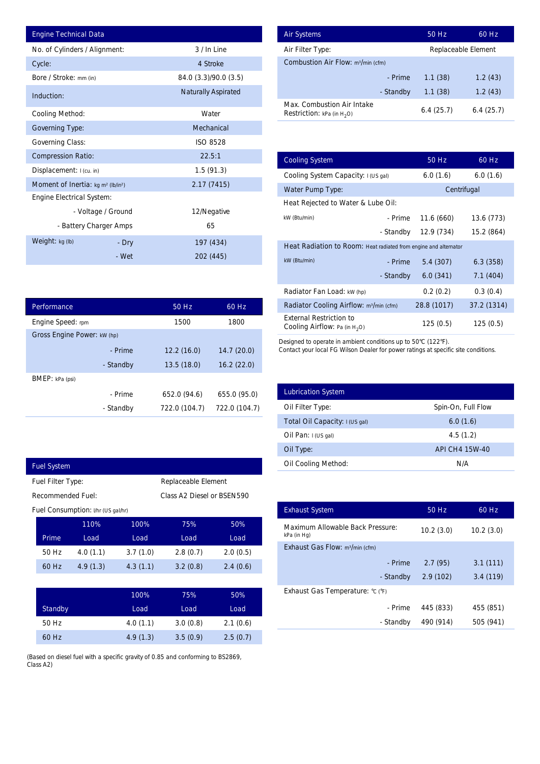## Engine Technical Data

| Engine Technical Data | | |
|---|---|---|
| No. of Cylinders / Alignment: | | 3 / In Line |
| Cycle: | | 4 Stroke |
| Bore / Stroke: mm (in) | | 84.0 (3.3)/90.0 (3.5) |
| Induction: | | Naturally Aspirated |
| Cooling Method: | | Water |
| Governing Type: | | Mechanical |
| Governing Class: | | ISO 8528 |
| Compression Ratio: | | 22.5:1 |
| Displacement: l (cu. in) | | 1.5 (91.3) |
| Moment of Inertia: kg m² (lb/in²) | | 2.17 (7415) |
| Engine Electrical System: | | |
| | - Voltage / Ground | 12/Negative |
| | - Battery Charger Amps | 65 |
| Weight: kg (lb) | - Dry | 197 (434) |
| | - Wet | 202 (445) |

## Performance

| Performance | | 50 Hz | 60 Hz |
|---|---|---|---|
| Engine Speed: rpm | | 1500 | 1800 |
| Gross Engine Power: kW (hp) | | | |
| | - Prime | 12.2 (16.0) | 14.7 (20.0) |
| | - Standby | 13.5 (18.0) | 16.2 (22.0) |
| BMEP: kPa (psi) | | | |
| | - Prime | 652.0 (94.6) | 655.0 (95.0) |
| | - Standby | 722.0 (104.7) | 722.0 (104.7) |

## Fuel System

| Fuel System | |
|---|---|
| Fuel Filter Type: | Replaceable Element |
| Recommended Fuel: | Class A2 Diesel or BSEN590 |

Fuel Consumption: l/hr (US gal/hr)

| Prime | 110% Load | 100% Load | 75% Load | 50% Load |
|---|---|---|---|---|
| 50 Hz | 4.0 (1.1) | 3.7 (1.0) | 2.8 (0.7) | 2.0 (0.5) |
| 60 Hz | 4.9 (1.3) | 4.3 (1.1) | 3.2 (0.8) | 2.4 (0.6) |

| Standby | 100% Load | 75% Load | 50% Load |
|---|---|---|---|
| 50 Hz | 4.0 (1.1) | 3.0 (0.8) | 2.1 (0.6) |
| 60 Hz | 4.9 (1.3) | 3.5 (0.9) | 2.5 (0.7) |

(Based on diesel fuel with a specific gravity of 0.85 and conforming to BS2869, Class A2)

## Air Systems

| Air Systems | | 50 Hz | 60 Hz |
|---|---|---|---|
| Air Filter Type: | | Replaceable Element | |
| Combustion Air Flow: m³/min (cfm) | | | |
| | - Prime | 1.1 (38) | 1.2 (43) |
| | - Standby | 1.1 (38) | 1.2 (43) |
| Max. Combustion Air Intake Restriction: kPa (in $H_2O$) | | 6.4 (25.7) | 6.4 (25.7) |

## Cooling System

| Cooling System | | 50 Hz | 60 Hz |
|---|---|---|---|
| Cooling System Capacity: l (US gal) | | 6.0 (1.6) | 6.0 (1.6) |
| Water Pump Type: | | Centrifugal | |
| Heat Rejected to Water & Lube Oil: | | | |
| kW (Btu/min) | - Prime | 11.6 (660) | 13.6 (773) |
| | - Standby | 12.9 (734) | 15.2 (864) |
| Heat Radiation to Room: Heat radiated from engine and alternator | | | |
| kW (Btu/min) | - Prime | 5.4 (307) | 6.3 (358) |
| | - Standby | 6.0 (341) | 7.1 (404) |
| Radiator Fan Load: kW (hp) | | 0.2 (0.2) | 0.3 (0.4) |
| Radiator Cooling Airflow: m³/min (cfm) | | 28.8 (1017) | 37.2 (1314) |
| External Restriction to Cooling Airflow: Pa (in $H_2O$) | | 125 (0.5) | 125 (0.5) |

Designed to operate in ambient conditions up to 50℃ (122℉).
Contact your local FG Wilson Dealer for power ratings at specific site conditions.

## Lubrication System

| Lubrication System | |
|---|---|
| Oil Filter Type: | Spin-On, Full Flow |
| Total Oil Capacity: l (US gal) | 6.0 (1.6) |
| Oil Pan: l (US gal) | 4.5 (1.2) |
| Oil Type: | API CH4 15W-40 |
| Oil Cooling Method: | N/A |

## Exhaust System

| Exhaust System | | 50 Hz | 60 Hz |
|---|---|---|---|
| Maximum Allowable Back Pressure: kPa (in Hg) | | 10.2 (3.0) | 10.2 (3.0) |
| Exhaust Gas Flow: m³/min (cfm) | | | |
| | - Prime | 2.7 (95) | 3.1 (111) |
| | - Standby | 2.9 (102) | 3.4 (119) |
| Exhaust Gas Temperature: ℃ (℉) | | | |
| | - Prime | 445 (833) | 455 (851) |
| | - Standby | 490 (914) | 505 (941) |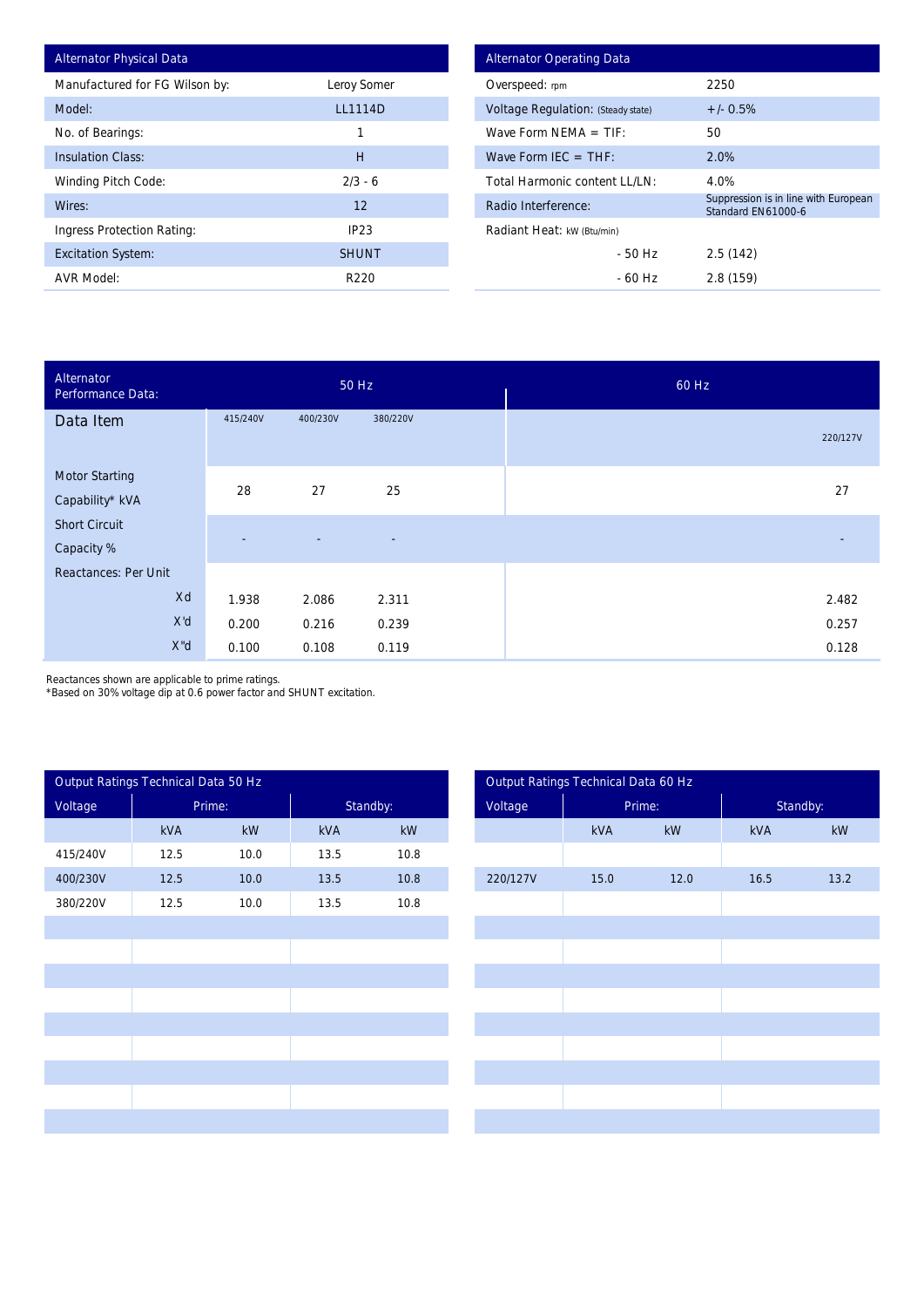| Alternator Physical Data | |
|---|---|
| Manufactured for FG Wilson by: | Leroy Somer |
| Model: | LL1114D |
| No. of Bearings: | 1 |
| Insulation Class: | H |
| Winding Pitch Code: | 2/3 - 6 |
| Wires: | 12 |
| Ingress Protection Rating: | IP23 |
| Excitation System: | SHUNT |
| AVR Model: | R220 |

| Alternator Operating Data | |
|---|---|
| Overspeed: rpm | 2250 |
| Voltage Regulation: (Steady state) | +/- 0.5% |
| Wave Form NEMA = TIF: | 50 |
| Wave Form IEC = THF: | 2.0% |
| Total Harmonic content LL/LN: | 4.0% |
| Radio Interference: | Suppression is in line with European Standard EN61000-6 |
| Radiant Heat: kW (Btu/min) | |
| - 50 Hz | 2.5 (142) |
| - 60 Hz | 2.8 (159) |

| Alternator Performance Data: | 50 Hz | | | 60 Hz |
|---|---|---|---|---|
| Data Item | 415/240V | 400/230V | 380/220V | 220/127V |
| Motor Starting Capability* kVA | 28 | 27 | 25 | 27 |
| Short Circuit Capacity % | - | - | - | - |
| Reactances: Per Unit | | | | |
| Xd | 1.938 | 2.086 | 2.311 | 2.482 |
| X'd | 0.200 | 0.216 | 0.239 | 0.257 |
| X"d | 0.100 | 0.108 | 0.119 | 0.128 |

Reactances shown are applicable to prime ratings.
*Based on 30% voltage dip at 0.6 power factor and SHUNT excitation.

| Output Ratings Technical Data 50 Hz | | | | |
|---|---|---|---|---|
| Voltage | Prime: | | Standby: | |
| | kVA | kW | kVA | kW |
| 415/240V | 12.5 | 10.0 | 13.5 | 10.8 |
| 400/230V | 12.5 | 10.0 | 13.5 | 10.8 |
| 380/220V | 12.5 | 10.0 | 13.5 | 10.8 |

| Output Ratings Technical Data 60 Hz | | | | |
|---|---|---|---|---|
| Voltage | Prime: | | Standby: | |
| | kVA | kW | kVA | kW |
| 220/127V | 15.0 | 12.0 | 16.5 | 13.2 |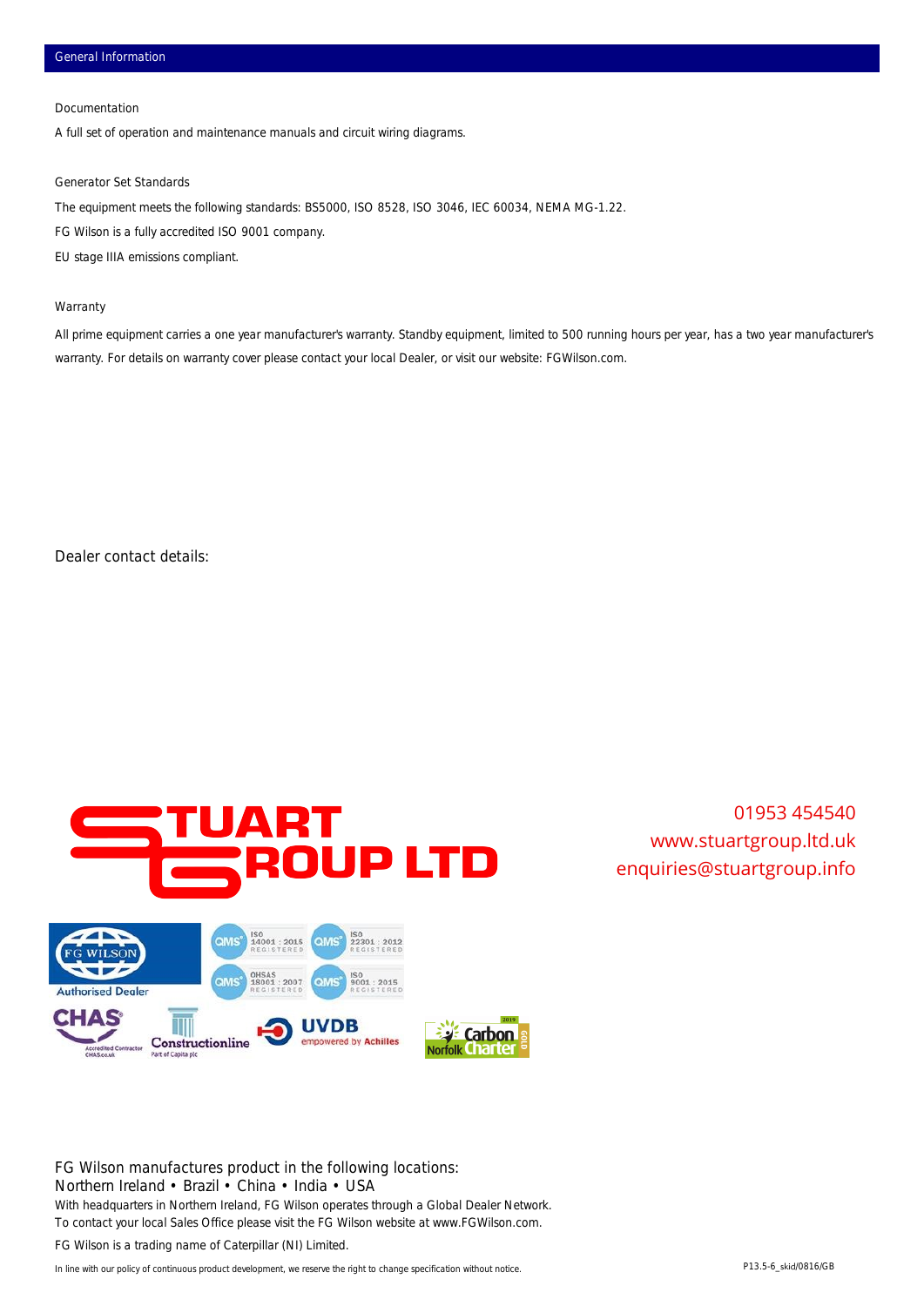## General Information

### Documentation

A full set of operation and maintenance manuals and circuit wiring diagrams.

### Generator Set Standards

The equipment meets the following standards: BS5000, ISO 8528, ISO 3046, IEC 60034, NEMA MG-1.22.

FG Wilson is a fully accredited ISO 9001 company.

EU stage IIIA emissions compliant.

### Warranty

All prime equipment carries a one year manufacturer's warranty. Standby equipment, limited to 500 running hours per year, has a two year manufacturer's warranty. For details on warranty cover please contact your local Dealer, or visit our website: FGWilson.com.

Dealer contact details:

STUART GROUP LTD

01953 454540
www.stuartgroup.ltd.uk
enquiries@stuartgroup.info

FG WILSON Authorised Dealer

QMS ISO 14001 : 2015 REGISTERED
QMS ISO 22301 : 2012 REGISTERED
QMS OHSAS 18001 : 2007 REGISTERED
QMS ISO 9001 : 2015 REGISTERED

CHAS Accredited Contractor CHAS.co.uk
Constructionline Part of Capita plc
UVDB empowered by Achilles
2019 Carbon Norfolk Charter GOLD

FG Wilson manufactures product in the following locations:
Northern Ireland • Brazil • China • India • USA

With headquarters in Northern Ireland, FG Wilson operates through a Global Dealer Network.
To contact your local Sales Office please visit the FG Wilson website at www.FGWilson.com.

FG Wilson is a trading name of Caterpillar (NI) Limited.

In line with our policy of continuous product development, we reserve the right to change specification without notice.

P13.5-6_skid/0816/GB